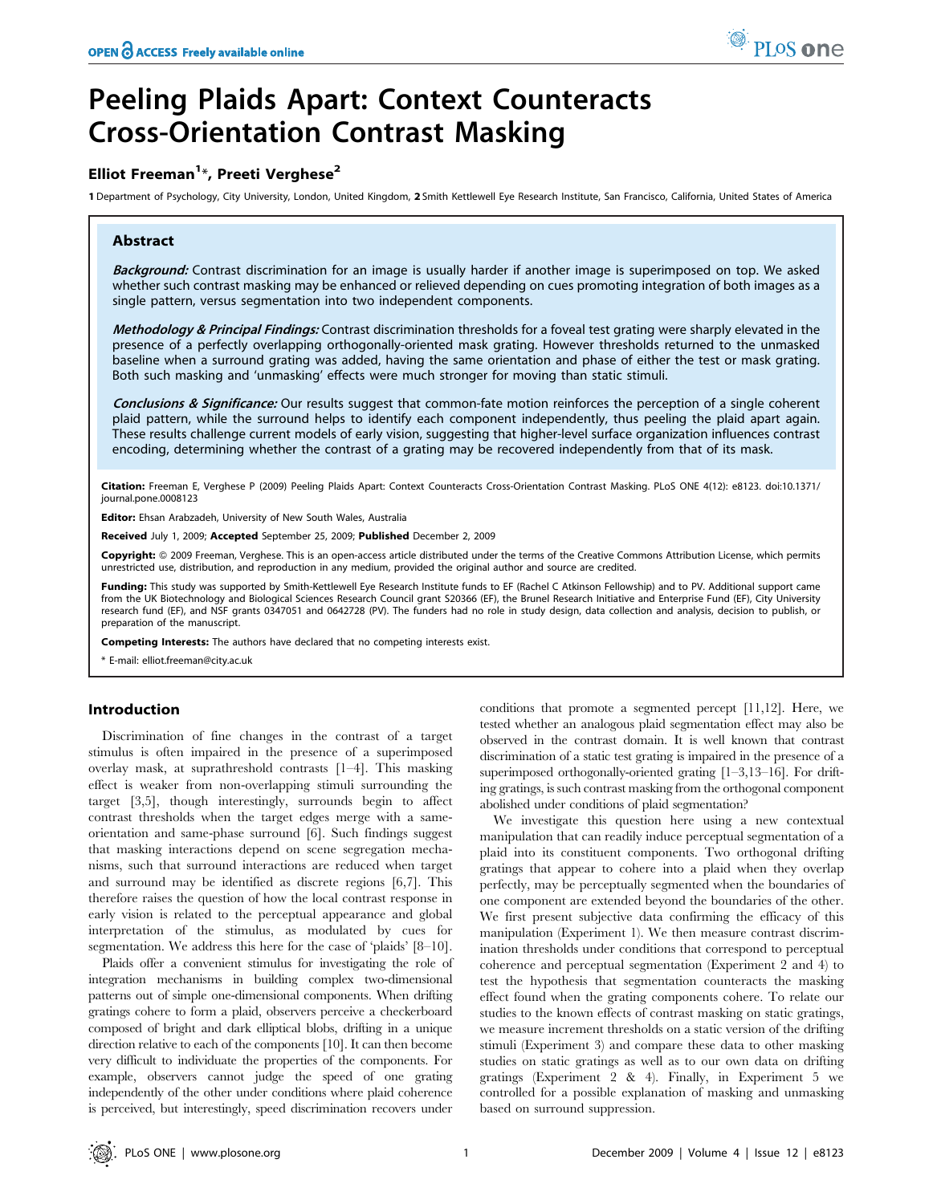# Peeling Plaids Apart: Context Counteracts Cross-Orientation Contrast Masking

**Elliot Freeman[1]*, Preeti Verghese[2]**

1 Department of Psychology, City University, London, United Kingdom, 2 Smith Kettlewell Eye Research Institute, San Francisco, California, United States of America

## Abstract

***Background:*** Contrast discrimination for an image is usually harder if another image is superimposed on top. We asked whether such contrast masking may be enhanced or relieved depending on cues promoting integration of both images as a single pattern, versus segmentation into two independent components.

***Methodology & Principal Findings:*** Contrast discrimination thresholds for a foveal test grating were sharply elevated in the presence of a perfectly overlapping orthogonally-oriented mask grating. However thresholds returned to the unmasked baseline when a surround grating was added, having the same orientation and phase of either the test or mask grating. Both such masking and 'unmasking' effects were much stronger for moving than static stimuli.

***Conclusions & Significance:*** Our results suggest that common-fate motion reinforces the perception of a single coherent plaid pattern, while the surround helps to identify each component independently, thus peeling the plaid apart again. These results challenge current models of early vision, suggesting that higher-level surface organization influences contrast encoding, determining whether the contrast of a grating may be recovered independently from that of its mask.

**Citation:** Freeman E, Verghese P (2009) Peeling Plaids Apart: Context Counteracts Cross-Orientation Contrast Masking. PLoS ONE 4(12): e8123. doi:10.1371/journal.pone.0008123

**Editor:** Ehsan Arabzadeh, University of New South Wales, Australia

**Received** July 1, 2009; **Accepted** September 25, 2009; **Published** December 2, 2009

**Copyright:** © 2009 Freeman, Verghese. This is an open-access article distributed under the terms of the Creative Commons Attribution License, which permits unrestricted use, distribution, and reproduction in any medium, provided the original author and source are credited.

**Funding:** This study was supported by Smith-Kettlewell Eye Research Institute funds to EF (Rachel C Atkinson Fellowship) and to PV. Additional support came from the UK Biotechnology and Biological Sciences Research Council grant S20366 (EF), the Brunel Research Initiative and Enterprise Fund (EF), City University research fund (EF), and NSF grants 0347051 and 0642728 (PV). The funders had no role in study design, data collection and analysis, decision to publish, or preparation of the manuscript.

**Competing Interests:** The authors have declared that no competing interests exist.

* E-mail: elliot.freeman@city.ac.uk

## Introduction

Discrimination of fine changes in the contrast of a target stimulus is often impaired in the presence of a superimposed overlay mask, at suprathreshold contrasts [1–4]. This masking effect is weaker from non-overlapping stimuli surrounding the target [3,5], though interestingly, surrounds begin to affect contrast thresholds when the target edges merge with a same-orientation and same-phase surround [6]. Such findings suggest that masking interactions depend on scene segregation mechanisms, such that surround interactions are reduced when target and surround may be identified as discrete regions [6,7]. This therefore raises the question of how the local contrast response in early vision is related to the perceptual appearance and global interpretation of the stimulus, as modulated by cues for segmentation. We address this here for the case of 'plaids' [8–10].

Plaids offer a convenient stimulus for investigating the role of integration mechanisms in building complex two-dimensional patterns out of simple one-dimensional components. When drifting gratings cohere to form a plaid, observers perceive a checkerboard composed of bright and dark elliptical blobs, drifting in a unique direction relative to each of the components [10]. It can then become very difficult to individuate the properties of the components. For example, observers cannot judge the speed of one grating independently of the other under conditions where plaid coherence is perceived, but interestingly, speed discrimination recovers under conditions that promote a segmented percept [11,12]. Here, we tested whether an analogous plaid segmentation effect may also be observed in the contrast domain. It is well known that contrast discrimination of a static test grating is impaired in the presence of a superimposed orthogonally-oriented grating [1–3,13–16]. For drifting gratings, is such contrast masking from the orthogonal component abolished under conditions of plaid segmentation?

We investigate this question here using a new contextual manipulation that can readily induce perceptual segmentation of a plaid into its constituent components. Two orthogonal drifting gratings that appear to cohere into a plaid when they overlap perfectly, may be perceptually segmented when the boundaries of one component are extended beyond the boundaries of the other. We first present subjective data confirming the efficacy of this manipulation (Experiment 1). We then measure contrast discrimination thresholds under conditions that correspond to perceptual coherence and perceptual segmentation (Experiment 2 and 4) to test the hypothesis that segmentation counteracts the masking effect found when the grating components cohere. To relate our studies to the known effects of contrast masking on static gratings, we measure increment thresholds on a static version of the drifting stimuli (Experiment 3) and compare these data to other masking studies on static gratings as well as to our own data on drifting gratings (Experiment 2 & 4). Finally, in Experiment 5 we controlled for a possible explanation of masking and unmasking based on surround suppression.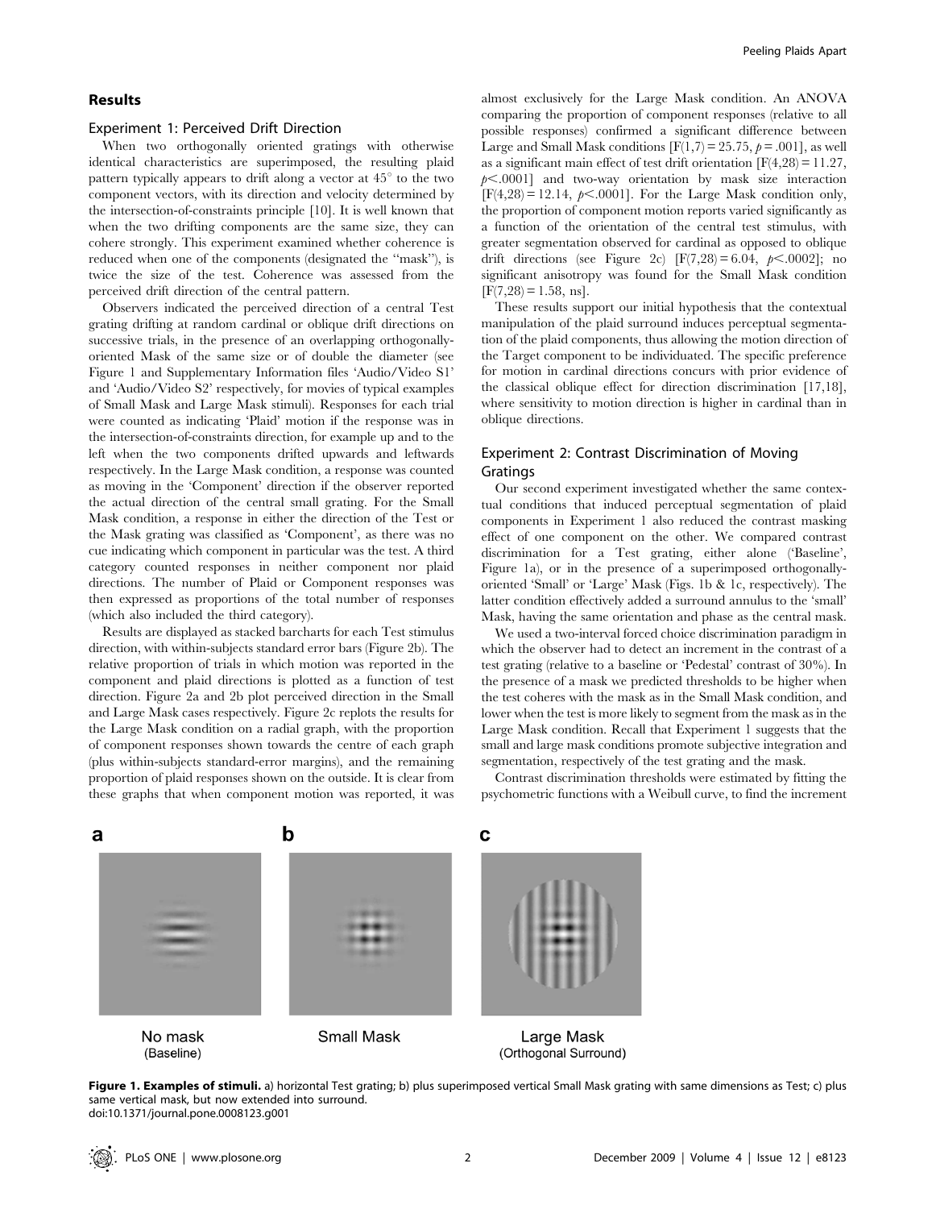## Results

### Experiment 1: Perceived Drift Direction

When two orthogonally oriented gratings with otherwise identical characteristics are superimposed, the resulting plaid pattern typically appears to drift along a vector at 45° to the two component vectors, with its direction and velocity determined by the intersection-of-constraints principle [10]. It is well known that when the two drifting components are the same size, they can cohere strongly. This experiment examined whether coherence is reduced when one of the components (designated the "mask"), is twice the size of the test. Coherence was assessed from the perceived drift direction of the central pattern.

Observers indicated the perceived direction of a central Test grating drifting at random cardinal or oblique drift directions on successive trials, in the presence of an overlapping orthogonally-oriented Mask of the same size or of double the diameter (see Figure 1 and Supplementary Information files 'Audio/Video S1' and 'Audio/Video S2' respectively, for movies of typical examples of Small Mask and Large Mask stimuli). Responses for each trial were counted as indicating 'Plaid' motion if the response was in the intersection-of-constraints direction, for example up and to the left when the two components drifted upwards and leftwards respectively. In the Large Mask condition, a response was counted as moving in the 'Component' direction if the observer reported the actual direction of the central small grating. For the Small Mask condition, a response in either the direction of the Test or the Mask grating was classified as 'Component', as there was no cue indicating which component in particular was the test. A third category counted responses in neither component nor plaid directions. The number of Plaid or Component responses was then expressed as proportions of the total number of responses (which also included the third category).

Results are displayed as stacked barcharts for each Test stimulus direction, with within-subjects standard error bars (Figure 2b). The relative proportion of trials in which motion was reported in the component and plaid directions is plotted as a function of test direction. Figure 2a and 2b plot perceived direction in the Small and Large Mask cases respectively. Figure 2c replots the results for the Large Mask condition on a radial graph, with the proportion of component responses shown towards the centre of each graph (plus within-subjects standard-error margins), and the remaining proportion of plaid responses shown on the outside. It is clear from these graphs that when component motion was reported, it was almost exclusively for the Large Mask condition. An ANOVA comparing the proportion of component responses (relative to all possible responses) confirmed a significant difference between Large and Small Mask conditions [$F(1,7) = 25.75$, $p = .001$], as well as a significant main effect of test drift orientation [$F(4,28) = 11.27$, $p < .0001$] and two-way orientation by mask size interaction [$F(4,28) = 12.14$, $p < .0001$]. For the Large Mask condition only, the proportion of component motion reports varied significantly as a function of the orientation of the central test stimulus, with greater segmentation observed for cardinal as opposed to oblique drift directions (see Figure 2c) [$F(7,28) = 6.04$, $p < .0002$]; no significant anisotropy was found for the Small Mask condition [$F(7,28) = 1.58$, ns].

These results support our initial hypothesis that the contextual manipulation of the plaid surround induces perceptual segmentation of the plaid components, thus allowing the motion direction of the Target component to be individuated. The specific preference for motion in cardinal directions concurs with prior evidence of the classical oblique effect for direction discrimination [17,18], where sensitivity to motion direction is higher in cardinal than in oblique directions.

### Experiment 2: Contrast Discrimination of Moving Gratings

Our second experiment investigated whether the same contextual conditions that induced perceptual segmentation of plaid components in Experiment 1 also reduced the contrast masking effect of one component on the other. We compared contrast discrimination for a Test grating, either alone ('Baseline', Figure 1a), or in the presence of a superimposed orthogonally-oriented 'Small' or 'Large' Mask (Figs. 1b & 1c, respectively). The latter condition effectively added a surround annulus to the 'small' Mask, having the same orientation and phase as the central mask.

We used a two-interval forced choice discrimination paradigm in which the observer had to detect an increment in the contrast of a test grating (relative to a baseline or 'Pedestal' contrast of 30%). In the presence of a mask we predicted thresholds to be higher when the test coheres with the mask as in the Small Mask condition, and lower when the test is more likely to segment from the mask as in the Large Mask condition. Recall that Experiment 1 suggests that the small and large mask conditions promote subjective integration and segmentation, respectively of the test grating and the mask.

Contrast discrimination thresholds were estimated by fitting the psychometric functions with a Weibull curve, to find the increment

a — No mask (Baseline)
b — Small Mask
c — Large Mask (Orthogonal Surround)

**Figure 1. Examples of stimuli.** a) horizontal Test grating; b) plus superimposed vertical Small Mask grating with same dimensions as Test; c) plus same vertical mask, but now extended into surround.
doi:10.1371/journal.pone.0008123.g001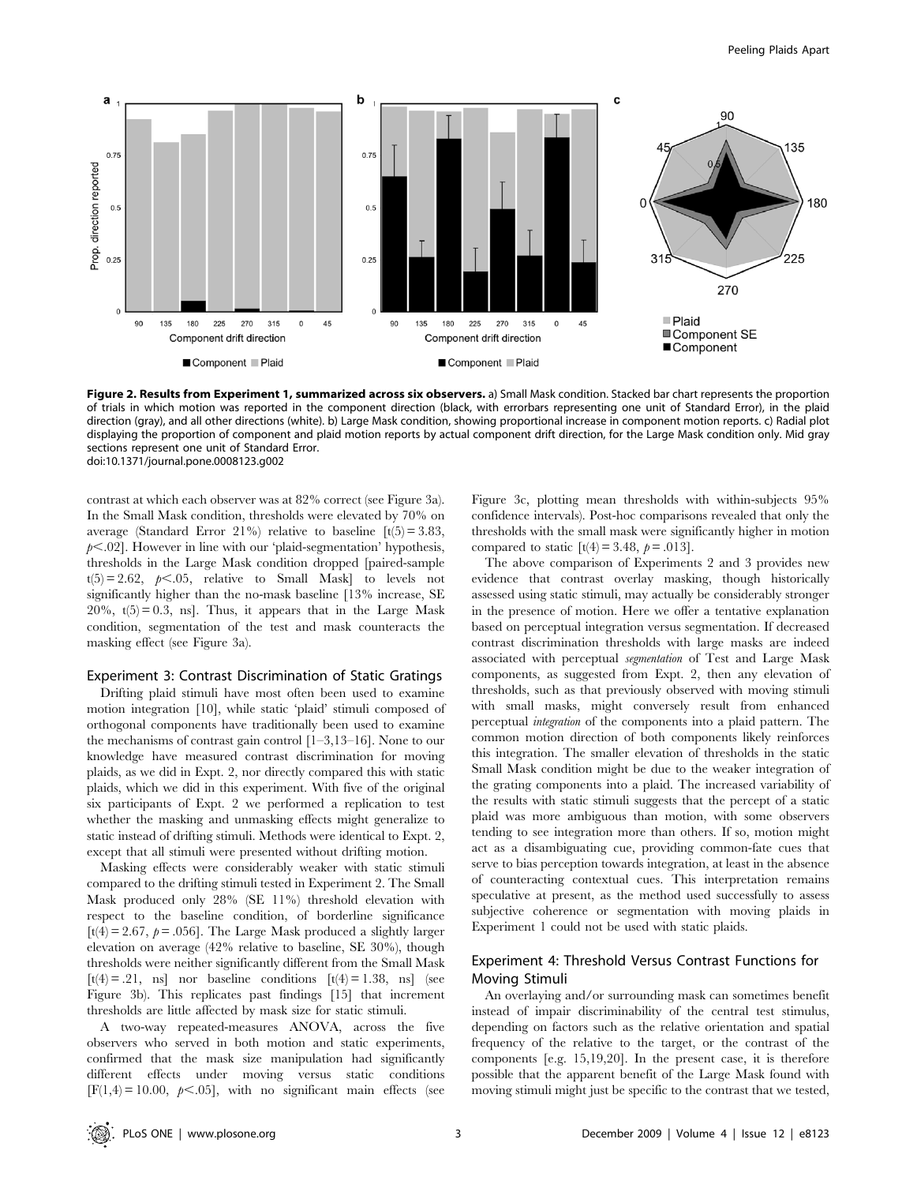**Figure 2. Results from Experiment 1, summarized across six observers.** a) Small Mask condition. Stacked bar chart represents the proportion of trials in which motion was reported in the component direction (black, with errorbars representing one unit of Standard Error), in the plaid direction (gray), and all other directions (white). b) Large Mask condition, showing proportional increase in component motion reports. c) Radial plot displaying the proportion of component and plaid motion reports by actual component drift direction, for the Large Mask condition only. Mid gray sections represent one unit of Standard Error.
doi:10.1371/journal.pone.0008123.g002

contrast at which each observer was at 82% correct (see Figure 3a). In the Small Mask condition, thresholds were elevated by 70% on average (Standard Error 21%) relative to baseline [$t(5) = 3.83$, $p<.02$]. However in line with our 'plaid-segmentation' hypothesis, thresholds in the Large Mask condition dropped [paired-sample $t(5) = 2.62$, $p<.05$, relative to Small Mask] to levels not significantly higher than the no-mask baseline [13% increase, SE 20%, $t(5) = 0.3$, ns]. Thus, it appears that in the Large Mask condition, segmentation of the test and mask counteracts the masking effect (see Figure 3a).

### Experiment 3: Contrast Discrimination of Static Gratings

Drifting plaid stimuli have most often been used to examine motion integration [10], while static 'plaid' stimuli composed of orthogonal components have traditionally been used to examine the mechanisms of contrast gain control [1–3,13–16]. None to our knowledge have measured contrast discrimination for moving plaids, as we did in Expt. 2, nor directly compared this with static plaids, which we did in this experiment. With five of the original six participants of Expt. 2 we performed a replication to test whether the masking and unmasking effects might generalize to static instead of drifting stimuli. Methods were identical to Expt. 2, except that all stimuli were presented without drifting motion.

Masking effects were considerably weaker with static stimuli compared to the drifting stimuli tested in Experiment 2. The Small Mask produced only 28% (SE 11%) threshold elevation with respect to the baseline condition, of borderline significance [$t(4) = 2.67$, $p = .056$]. The Large Mask produced a slightly larger elevation on average (42% relative to baseline, SE 30%), though thresholds were neither significantly different from the Small Mask [$t(4) = .21$, ns] nor baseline conditions [$t(4) = 1.38$, ns] (see Figure 3b). This replicates past findings [15] that increment thresholds are little affected by mask size for static stimuli.

A two-way repeated-measures ANOVA, across the five observers who served in both motion and static experiments, confirmed that the mask size manipulation had significantly different effects under moving versus static conditions [$F(1,4) = 10.00$, $p<.05$], with no significant main effects (see Figure 3c, plotting mean thresholds with within-subjects 95% confidence intervals). Post-hoc comparisons revealed that only the thresholds with the small mask were significantly higher in motion compared to static [$t(4) = 3.48$, $p = .013$].

The above comparison of Experiments 2 and 3 provides new evidence that contrast overlay masking, though historically assessed using static stimuli, may actually be considerably stronger in the presence of motion. Here we offer a tentative explanation based on perceptual integration versus segmentation. If decreased contrast discrimination thresholds with large masks are indeed associated with perceptual *segmentation* of Test and Large Mask components, as suggested from Expt. 2, then any elevation of thresholds, such as that previously observed with moving stimuli with small masks, might conversely result from enhanced perceptual *integration* of the components into a plaid pattern. The common motion direction of both components likely reinforces this integration. The smaller elevation of thresholds in the static Small Mask condition might be due to the weaker integration of the grating components into a plaid. The increased variability of the results with static stimuli suggests that the percept of a static plaid was more ambiguous than motion, with some observers tending to see integration more than others. If so, motion might act as a disambiguating cue, providing common-fate cues that serve to bias perception towards integration, at least in the absence of counteracting contextual cues. This interpretation remains speculative at present, as the method used successfully to assess subjective coherence or segmentation with moving plaids in Experiment 1 could not be used with static plaids.

### Experiment 4: Threshold Versus Contrast Functions for Moving Stimuli

An overlaying and/or surrounding mask can sometimes benefit instead of impair discriminability of the central test stimulus, depending on factors such as the relative orientation and spatial frequency of the relative to the target, or the contrast of the components [e.g. 15,19,20]. In the present case, it is therefore possible that the apparent benefit of the Large Mask found with moving stimuli might just be specific to the contrast that we tested,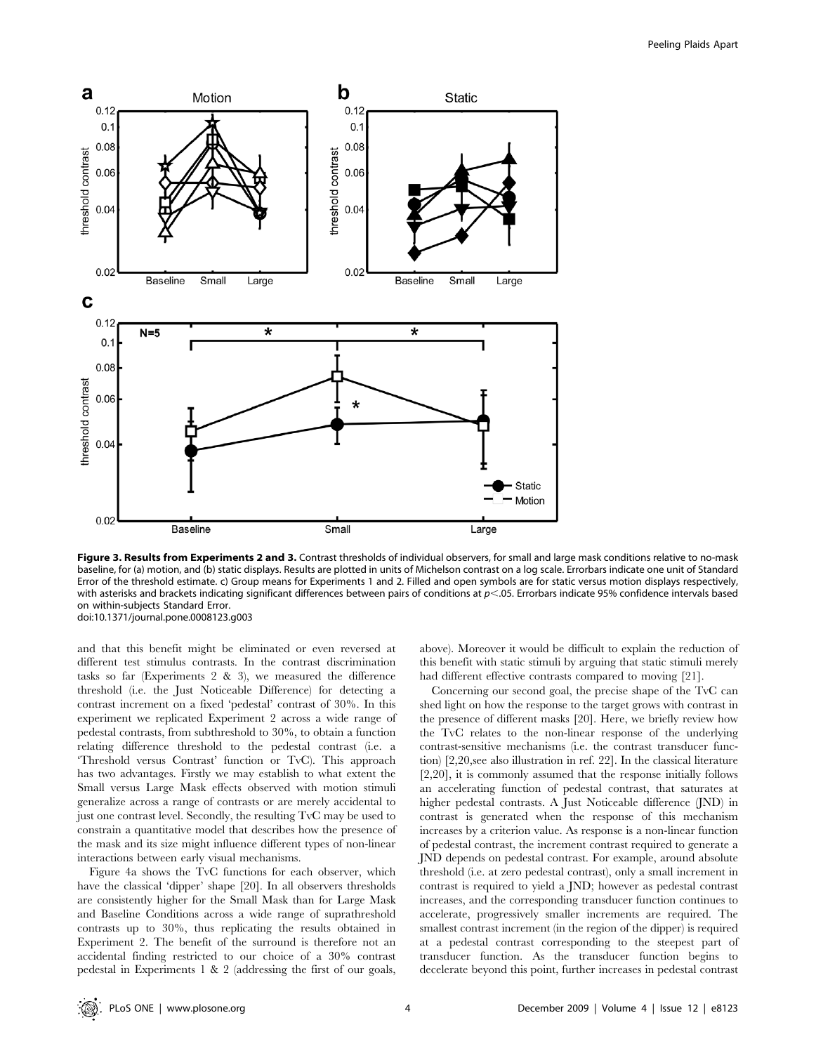**Figure 3. Results from Experiments 2 and 3.** Contrast thresholds of individual observers, for small and large mask conditions relative to no-mask baseline, for (a) motion, and (b) static displays. Results are plotted in units of Michelson contrast on a log scale. Errorbars indicate one unit of Standard Error of the threshold estimate. c) Group means for Experiments 1 and 2. Filled and open symbols are for static versus motion displays respectively, with asterisks and brackets indicating significant differences between pairs of conditions at $p < .05$. Errorbars indicate 95% confidence intervals based on within-subjects Standard Error.
doi:10.1371/journal.pone.0008123.g003

and that this benefit might be eliminated or even reversed at different test stimulus contrasts. In the contrast discrimination tasks so far (Experiments 2 & 3), we measured the difference threshold (i.e. the Just Noticeable Difference) for detecting a contrast increment on a fixed 'pedestal' contrast of 30%. In this experiment we replicated Experiment 2 across a wide range of pedestal contrasts, from subthreshold to 30%, to obtain a function relating difference threshold to the pedestal contrast (i.e. a 'Threshold versus Contrast' function or TvC). This approach has two advantages. Firstly we may establish to what extent the Small versus Large Mask effects observed with motion stimuli generalize across a range of contrasts or are merely accidental to just one contrast level. Secondly, the resulting TvC may be used to constrain a quantitative model that describes how the presence of the mask and its size might influence different types of non-linear interactions between early visual mechanisms.

Figure 4a shows the TvC functions for each observer, which have the classical 'dipper' shape [20]. In all observers thresholds are consistently higher for the Small Mask than for Large Mask and Baseline Conditions across a wide range of suprathreshold contrasts up to 30%, thus replicating the results obtained in Experiment 2. The benefit of the surround is therefore not an accidental finding restricted to our choice of a 30% contrast pedestal in Experiments 1 & 2 (addressing the first of our goals, above). Moreover it would be difficult to explain the reduction of this benefit with static stimuli by arguing that static stimuli merely had different effective contrasts compared to moving [21].

Concerning our second goal, the precise shape of the TvC can shed light on how the response to the target grows with contrast in the presence of different masks [20]. Here, we briefly review how the TvC relates to the non-linear response of the underlying contrast-sensitive mechanisms (i.e. the contrast transducer function) [2,20,see also illustration in ref. 22]. In the classical literature [2,20], it is commonly assumed that the response initially follows an accelerating function of pedestal contrast, that saturates at higher pedestal contrasts. A Just Noticeable difference (JND) in contrast is generated when the response of this mechanism increases by a criterion value. As response is a non-linear function of pedestal contrast, the increment contrast required to generate a JND depends on pedestal contrast. For example, around absolute threshold (i.e. at zero pedestal contrast), only a small increment in contrast is required to yield a JND; however as pedestal contrast increases, and the corresponding transducer function continues to accelerate, progressively smaller increments are required. The smallest contrast increment (in the region of the dipper) is required at a pedestal contrast corresponding to the steepest part of transducer function. As the transducer function begins to decelerate beyond this point, further increases in pedestal contrast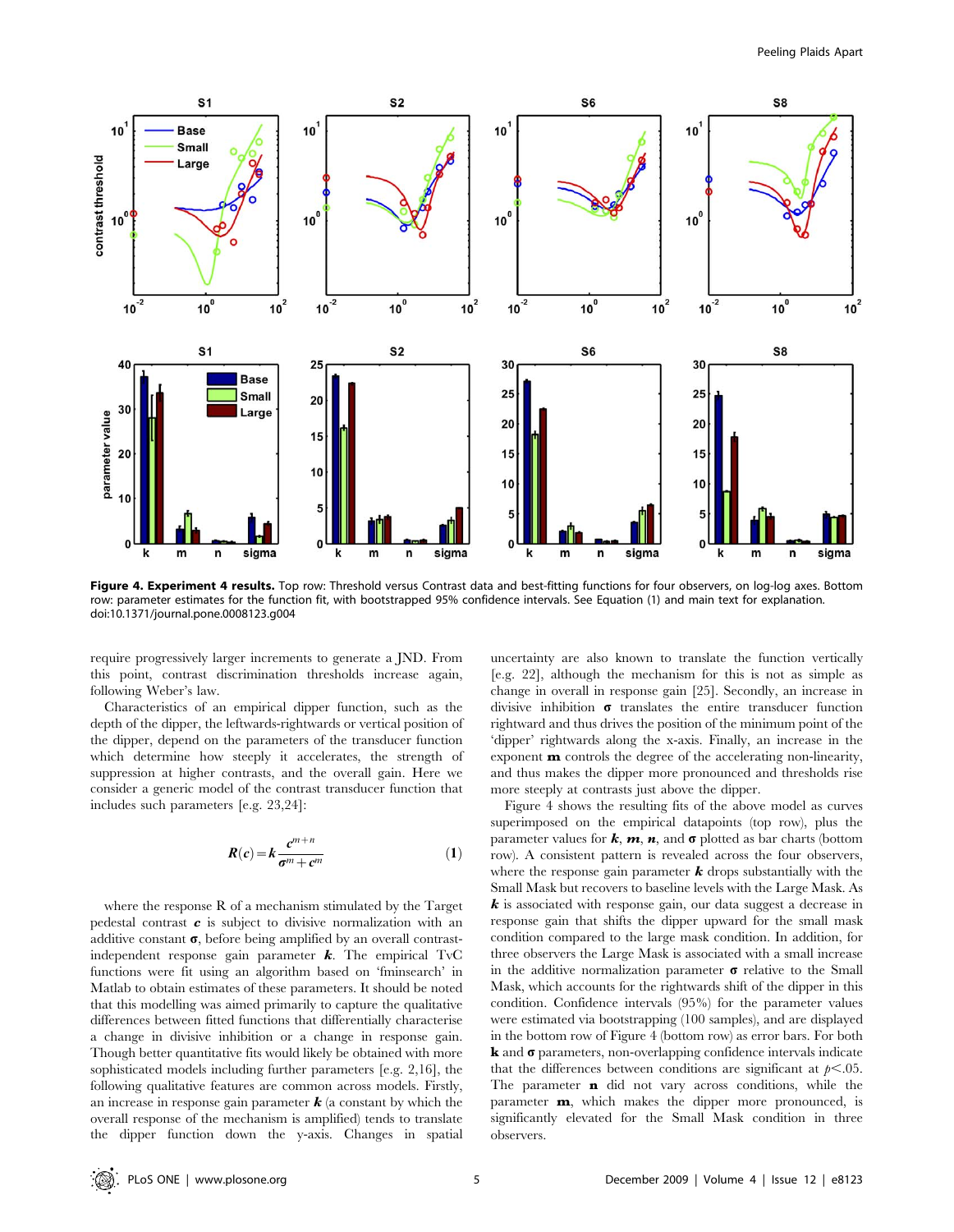**Figure 4. Experiment 4 results.** Top row: Threshold versus Contrast data and best-fitting functions for four observers, on log-log axes. Bottom row: parameter estimates for the function fit, with bootstrapped 95% confidence intervals. See Equation (1) and main text for explanation. doi:10.1371/journal.pone.0008123.g004

require progressively larger increments to generate a JND. From this point, contrast discrimination thresholds increase again, following Weber's law.

Characteristics of an empirical dipper function, such as the depth of the dipper, the leftwards-rightwards or vertical position of the dipper, depend on the parameters of the transducer function which determine how steeply it accelerates, the strength of suppression at higher contrasts, and the overall gain. Here we consider a generic model of the contrast transducer function that includes such parameters [e.g. 23,24]:

$$R(c) = k\frac{c^{m+n}}{\sigma^m + c^m} \tag{1}$$

where the response R of a mechanism stimulated by the Target pedestal contrast $c$ is subject to divisive normalization with an additive constant $\sigma$, before being amplified by an overall contrast-independent response gain parameter $k$. The empirical TvC functions were fit using an algorithm based on 'fminsearch' in Matlab to obtain estimates of these parameters. It should be noted that this modelling was aimed primarily to capture the qualitative differences between fitted functions that differentially characterise a change in divisive inhibition or a change in response gain. Though better quantitative fits would likely be obtained with more sophisticated models including further parameters [e.g. 2,16], the following qualitative features are common across models. Firstly, an increase in response gain parameter $k$ (a constant by which the overall response of the mechanism is amplified) tends to translate the dipper function down the y-axis. Changes in spatial uncertainty are also known to translate the function vertically [e.g. 22], although the mechanism for this is not as simple as change in overall in response gain [25]. Secondly, an increase in divisive inhibition $\sigma$ translates the entire transducer function rightward and thus drives the position of the minimum point of the 'dipper' rightwards along the x-axis. Finally, an increase in the exponent $m$ controls the degree of the accelerating non-linearity, and thus makes the dipper more pronounced and thresholds rise more steeply at contrasts just above the dipper.

Figure 4 shows the resulting fits of the above model as curves superimposed on the empirical datapoints (top row), plus the parameter values for $k$, $m$, $n$, and $\sigma$ plotted as bar charts (bottom row). A consistent pattern is revealed across the four observers, where the response gain parameter $k$ drops substantially with the Small Mask but recovers to baseline levels with the Large Mask. As $k$ is associated with response gain, our data suggest a decrease in response gain that shifts the dipper upward for the small mask condition compared to the large mask condition. In addition, for three observers the Large Mask is associated with a small increase in the additive normalization parameter $\sigma$ relative to the Small Mask, which accounts for the rightwards shift of the dipper in this condition. Confidence intervals (95%) for the parameter values were estimated via bootstrapping (100 samples), and are displayed in the bottom row of Figure 4 (bottom row) as error bars. For both $\mathbf{k}$ and $\sigma$ parameters, non-overlapping confidence intervals indicate that the differences between conditions are significant at $p<.05$. The parameter $\mathbf{n}$ did not vary across conditions, while the parameter $\mathbf{m}$, which makes the dipper more pronounced, is significantly elevated for the Small Mask condition in three observers.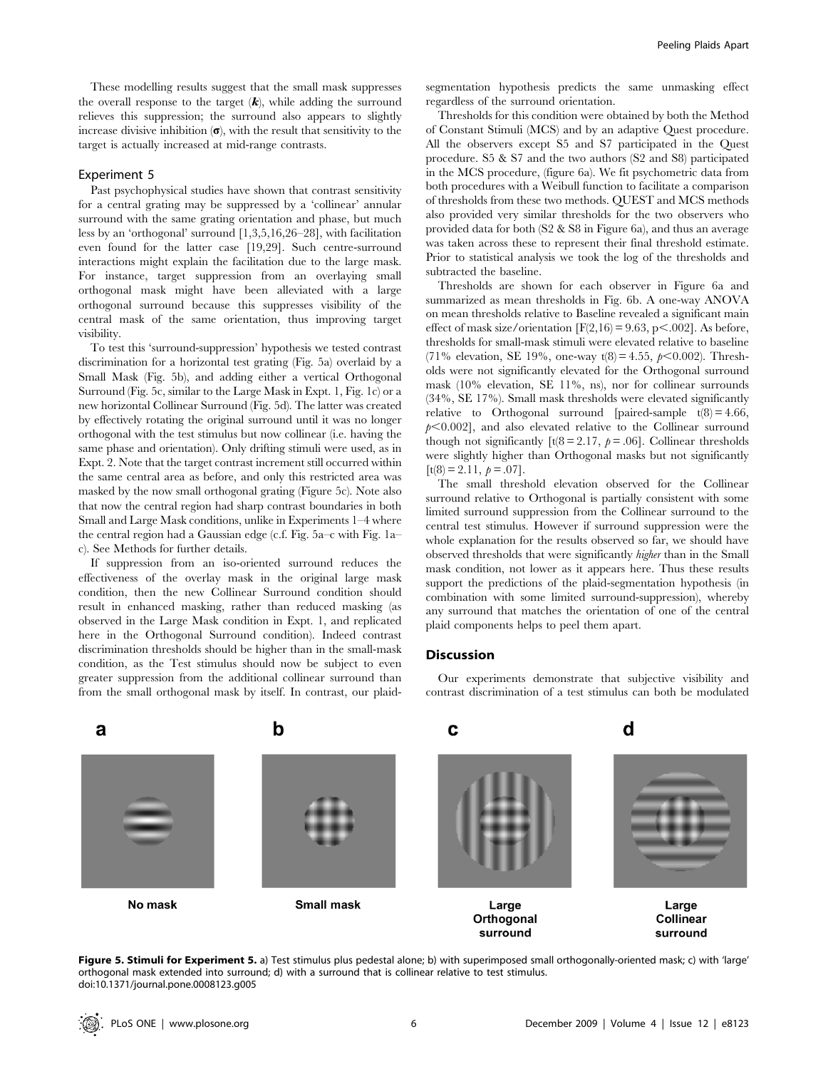These modelling results suggest that the small mask suppresses the overall response to the target ($\boldsymbol{k}$), while adding the surround relieves this suppression; the surround also appears to slightly increase divisive inhibition ($\boldsymbol{\sigma}$), with the result that sensitivity to the target is actually increased at mid-range contrasts.

### Experiment 5

Past psychophysical studies have shown that contrast sensitivity for a central grating may be suppressed by a 'collinear' annular surround with the same grating orientation and phase, but much less by an 'orthogonal' surround [1,3,5,16,26–28], with facilitation even found for the latter case [19,29]. Such centre-surround interactions might explain the facilitation due to the large mask. For instance, target suppression from an overlaying small orthogonal mask might have been alleviated with a large orthogonal surround because this suppresses visibility of the central mask of the same orientation, thus improving target visibility.

To test this 'surround-suppression' hypothesis we tested contrast discrimination for a horizontal test grating (Fig. 5a) overlaid by a Small Mask (Fig. 5b), and adding either a vertical Orthogonal Surround (Fig. 5c, similar to the Large Mask in Expt. 1, Fig. 1c) or a new horizontal Collinear Surround (Fig. 5d). The latter was created by effectively rotating the original surround until it was no longer orthogonal with the test stimulus but now collinear (i.e. having the same phase and orientation). Only drifting stimuli were used, as in Expt. 2. Note that the target contrast increment still occurred within the same central area as before, and only this restricted area was masked by the now small orthogonal grating (Figure 5c). Note also that now the central region had sharp contrast boundaries in both Small and Large Mask conditions, unlike in Experiments 1–4 where the central region had a Gaussian edge (c.f. Fig. 5a–c with Fig. 1a–c). See Methods for further details.

If suppression from an iso-oriented surround reduces the effectiveness of the overlay mask in the original large mask condition, then the new Collinear Surround condition should result in enhanced masking, rather than reduced masking (as observed in the Large Mask condition in Expt. 1, and replicated here in the Orthogonal Surround condition). Indeed contrast discrimination thresholds should be higher than in the small-mask condition, as the Test stimulus should now be subject to even greater suppression from the additional collinear surround than from the small orthogonal mask by itself. In contrast, our plaid-segmentation hypothesis predicts the same unmasking effect regardless of the surround orientation.

Thresholds for this condition were obtained by both the Method of Constant Stimuli (MCS) and by an adaptive Quest procedure. All the observers except S5 and S7 participated in the Quest procedure. S5 & S7 and the two authors (S2 and S8) participated in the MCS procedure, (figure 6a). We fit psychometric data from both procedures with a Weibull function to facilitate a comparison of thresholds from these two methods. QUEST and MCS methods also provided very similar thresholds for the two observers who provided data for both (S2 & S8 in Figure 6a), and thus an average was taken across these to represent their final threshold estimate. Prior to statistical analysis we took the log of the thresholds and subtracted the baseline.

Thresholds are shown for each observer in Figure 6a and summarized as mean thresholds in Fig. 6b. A one-way ANOVA on mean thresholds relative to Baseline revealed a significant main effect of mask size/orientation [$F(2,16) = 9.63$, $p<.002$]. As before, thresholds for small-mask stimuli were elevated relative to baseline (71% elevation, SE 19%, one-way $t(8) = 4.55$, $p<0.002$). Thresholds were not significantly elevated for the Orthogonal surround mask (10% elevation, SE 11%, ns), nor for collinear surrounds (34%, SE 17%). Small mask thresholds were elevated significantly relative to Orthogonal surround [paired-sample $t(8) = 4.66$, $p<0.002$], and also elevated relative to the Collinear surround though not significantly [$t(8 = 2.17$, $p = .06$]. Collinear thresholds were slightly higher than Orthogonal masks but not significantly [$t(8) = 2.11$, $p = .07$].

The small threshold elevation observed for the Collinear surround relative to Orthogonal is partially consistent with some limited surround suppression from the Collinear surround to the central test stimulus. However if surround suppression were the whole explanation for the results observed so far, we should have observed thresholds that were significantly *higher* than in the Small mask condition, not lower as it appears here. Thus these results support the predictions of the plaid-segmentation hypothesis (in combination with some limited surround-suppression), whereby any surround that matches the orientation of one of the central plaid components helps to peel them apart.

## Discussion

Our experiments demonstrate that subjective visibility and contrast discrimination of a test stimulus can both be modulated

**Figure 5. Stimuli for Experiment 5.** a) Test stimulus plus pedestal alone; b) with superimposed small orthogonally-oriented mask; c) with 'large' orthogonal mask extended into surround; d) with a surround that is collinear relative to test stimulus.
doi:10.1371/journal.pone.0008123.g005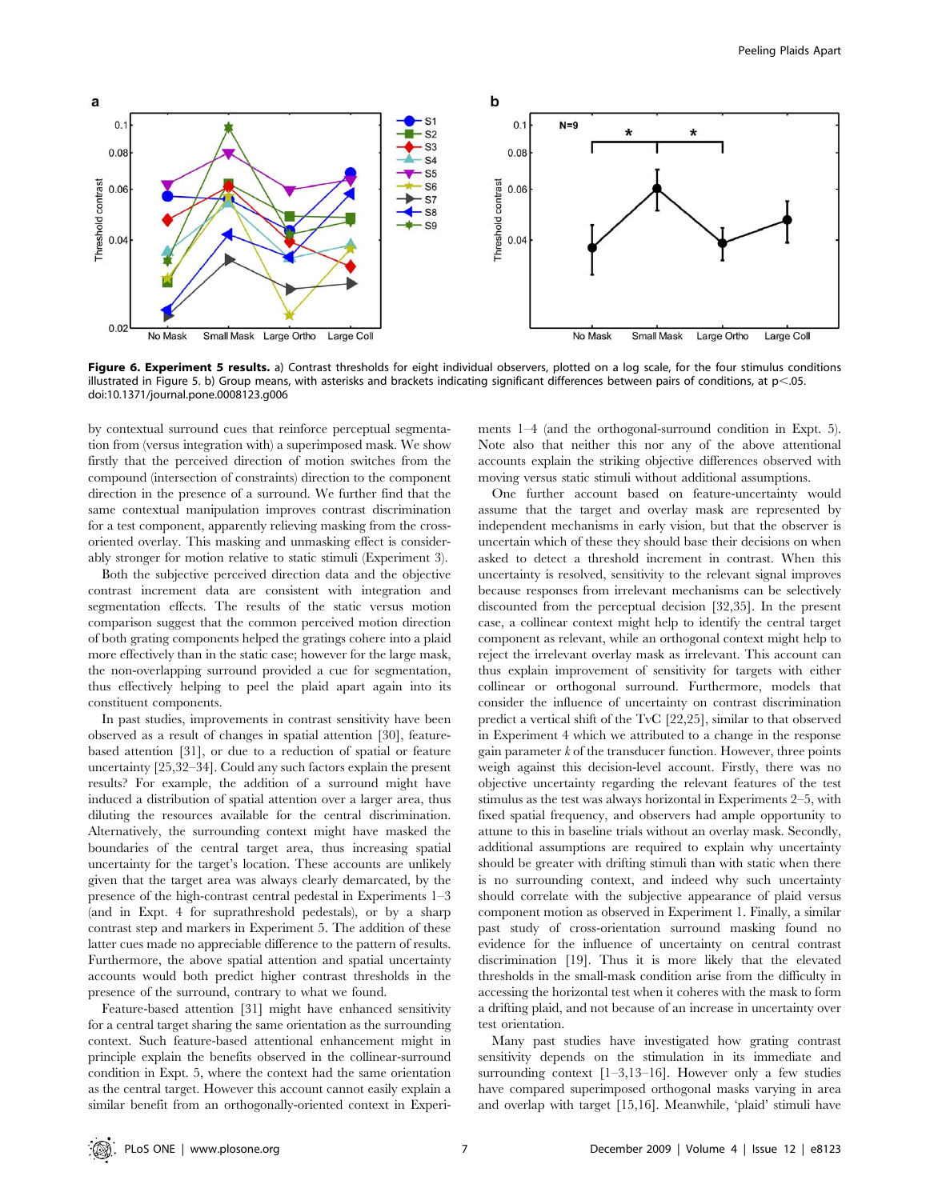**Figure 6. Experiment 5 results.** a) Contrast thresholds for eight individual observers, plotted on a log scale, for the four stimulus conditions illustrated in Figure 5. b) Group means, with asterisks and brackets indicating significant differences between pairs of conditions, at p<.05.
doi:10.1371/journal.pone.0008123.g006

by contextual surround cues that reinforce perceptual segmentation from (versus integration with) a superimposed mask. We show firstly that the perceived direction of motion switches from the compound (intersection of constraints) direction to the component direction in the presence of a surround. We further find that the same contextual manipulation improves contrast discrimination for a test component, apparently relieving masking from the cross-oriented overlay. This masking and unmasking effect is considerably stronger for motion relative to static stimuli (Experiment 3).

Both the subjective perceived direction data and the objective contrast increment data are consistent with integration and segmentation effects. The results of the static versus motion comparison suggest that the common perceived motion direction of both grating components helped the gratings cohere into a plaid more effectively than in the static case; however for the large mask, the non-overlapping surround provided a cue for segmentation, thus effectively helping to peel the plaid apart again into its constituent components.

In past studies, improvements in contrast sensitivity have been observed as a result of changes in spatial attention [30], feature-based attention [31], or due to a reduction of spatial or feature uncertainty [25,32–34]. Could any such factors explain the present results? For example, the addition of a surround might have induced a distribution of spatial attention over a larger area, thus diluting the resources available for the central discrimination. Alternatively, the surrounding context might have masked the boundaries of the central target area, thus increasing spatial uncertainty for the target's location. These accounts are unlikely given that the target area was always clearly demarcated, by the presence of the high-contrast central pedestal in Experiments 1–3 (and in Expt. 4 for suprathreshold pedestals), or by a sharp contrast step and markers in Experiment 5. The addition of these latter cues made no appreciable difference to the pattern of results. Furthermore, the above spatial attention and spatial uncertainty accounts would both predict higher contrast thresholds in the presence of the surround, contrary to what we found.

Feature-based attention [31] might have enhanced sensitivity for a central target sharing the same orientation as the surrounding context. Such feature-based attentional enhancement might in principle explain the benefits observed in the collinear-surround condition in Expt. 5, where the context had the same orientation as the central target. However this account cannot easily explain a similar benefit from an orthogonally-oriented context in Experiments 1–4 (and the orthogonal-surround condition in Expt. 5). Note also that neither this nor any of the above attentional accounts explain the striking objective differences observed with moving versus static stimuli without additional assumptions.

One further account based on feature-uncertainty would assume that the target and overlay mask are represented by independent mechanisms in early vision, but that the observer is uncertain which of these they should base their decisions on when asked to detect a threshold increment in contrast. When this uncertainty is resolved, sensitivity to the relevant signal improves because responses from irrelevant mechanisms can be selectively discounted from the perceptual decision [32,35]. In the present case, a collinear context might help to identify the central target component as relevant, while an orthogonal context might help to reject the irrelevant overlay mask as irrelevant. This account can thus explain improvement of sensitivity for targets with either collinear or orthogonal surround. Furthermore, models that consider the influence of uncertainty on contrast discrimination predict a vertical shift of the TvC [22,25], similar to that observed in Experiment 4 which we attributed to a change in the response gain parameter $k$ of the transducer function. However, three points weigh against this decision-level account. Firstly, there was no objective uncertainty regarding the relevant features of the test stimulus as the test was always horizontal in Experiments 2–5, with fixed spatial frequency, and observers had ample opportunity to attune to this in baseline trials without an overlay mask. Secondly, additional assumptions are required to explain why uncertainty should be greater with drifting stimuli than with static when there is no surrounding context, and indeed why such uncertainty should correlate with the subjective appearance of plaid versus component motion as observed in Experiment 1. Finally, a similar past study of cross-orientation surround masking found no evidence for the influence of uncertainty on central contrast discrimination [19]. Thus it is more likely that the elevated thresholds in the small-mask condition arise from the difficulty in accessing the horizontal test when it coheres with the mask to form a drifting plaid, and not because of an increase in uncertainty over test orientation.

Many past studies have investigated how grating contrast sensitivity depends on the stimulation in its immediate and surrounding context [1–3,13–16]. However only a few studies have compared superimposed orthogonal masks varying in area and overlap with target [15,16]. Meanwhile, 'plaid' stimuli have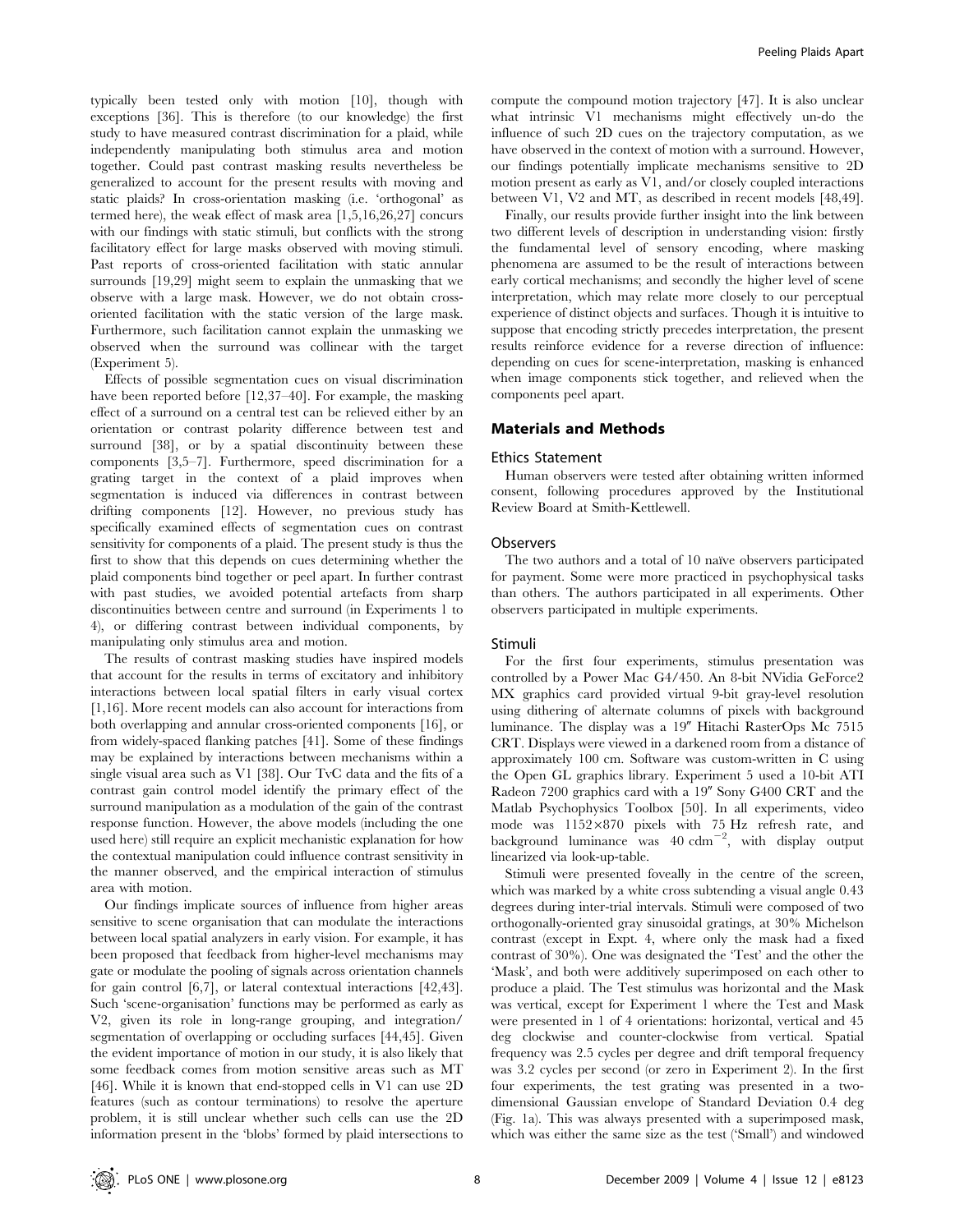typically been tested only with motion [10], though with exceptions [36]. This is therefore (to our knowledge) the first study to have measured contrast discrimination for a plaid, while independently manipulating both stimulus area and motion together. Could past contrast masking results nevertheless be generalized to account for the present results with moving and static plaids? In cross-orientation masking (i.e. 'orthogonal' as termed here), the weak effect of mask area [1,5,16,26,27] concurs with our findings with static stimuli, but conflicts with the strong facilitatory effect for large masks observed with moving stimuli. Past reports of cross-oriented facilitation with static annular surrounds [19,29] might seem to explain the unmasking that we observe with a large mask. However, we do not obtain cross-oriented facilitation with the static version of the large mask. Furthermore, such facilitation cannot explain the unmasking we observed when the surround was collinear with the target (Experiment 5).

Effects of possible segmentation cues on visual discrimination have been reported before [12,37–40]. For example, the masking effect of a surround on a central test can be relieved either by an orientation or contrast polarity difference between test and surround [38], or by a spatial discontinuity between these components [3,5–7]. Furthermore, speed discrimination for a grating target in the context of a plaid improves when segmentation is induced via differences in contrast between drifting components [12]. However, no previous study has specifically examined effects of segmentation cues on contrast sensitivity for components of a plaid. The present study is thus the first to show that this depends on cues determining whether the plaid components bind together or peel apart. In further contrast with past studies, we avoided potential artefacts from sharp discontinuities between centre and surround (in Experiments 1 to 4), or differing contrast between individual components, by manipulating only stimulus area and motion.

The results of contrast masking studies have inspired models that account for the results in terms of excitatory and inhibitory interactions between local spatial filters in early visual cortex [1,16]. More recent models can also account for interactions from both overlapping and annular cross-oriented components [16], or from widely-spaced flanking patches [41]. Some of these findings may be explained by interactions between mechanisms within a single visual area such as V1 [38]. Our TvC data and the fits of a contrast gain control model identify the primary effect of the surround manipulation as a modulation of the gain of the contrast response function. However, the above models (including the one used here) still require an explicit mechanistic explanation for how the contextual manipulation could influence contrast sensitivity in the manner observed, and the empirical interaction of stimulus area with motion.

Our findings implicate sources of influence from higher areas sensitive to scene organisation that can modulate the interactions between local spatial analyzers in early vision. For example, it has been proposed that feedback from higher-level mechanisms may gate or modulate the pooling of signals across orientation channels for gain control [6,7], or lateral contextual interactions [42,43]. Such 'scene-organisation' functions may be performed as early as V2, given its role in long-range grouping, and integration/segmentation of overlapping or occluding surfaces [44,45]. Given the evident importance of motion in our study, it is also likely that some feedback comes from motion sensitive areas such as MT [46]. While it is known that end-stopped cells in V1 can use 2D features (such as contour terminations) to resolve the aperture problem, it is still unclear whether such cells can use the 2D information present in the 'blobs' formed by plaid intersections to compute the compound motion trajectory [47]. It is also unclear what intrinsic V1 mechanisms might effectively un-do the influence of such 2D cues on the trajectory computation, as we have observed in the context of motion with a surround. However, our findings potentially implicate mechanisms sensitive to 2D motion present as early as V1, and/or closely coupled interactions between V1, V2 and MT, as described in recent models [48,49].

Finally, our results provide further insight into the link between two different levels of description in understanding vision: firstly the fundamental level of sensory encoding, where masking phenomena are assumed to be the result of interactions between early cortical mechanisms; and secondly the higher level of scene interpretation, which may relate more closely to our perceptual experience of distinct objects and surfaces. Though it is intuitive to suppose that encoding strictly precedes interpretation, the present results reinforce evidence for a reverse direction of influence: depending on cues for scene-interpretation, masking is enhanced when image components stick together, and relieved when the components peel apart.

## Materials and Methods

### Ethics Statement

Human observers were tested after obtaining written informed consent, following procedures approved by the Institutional Review Board at Smith-Kettlewell.

### Observers

The two authors and a total of 10 naïve observers participated for payment. Some were more practiced in psychophysical tasks than others. The authors participated in all experiments. Other observers participated in multiple experiments.

### Stimuli

For the first four experiments, stimulus presentation was controlled by a Power Mac G4/450. An 8-bit NVidia GeForce2 MX graphics card provided virtual 9-bit gray-level resolution using dithering of alternate columns of pixels with background luminance. The display was a 19″ Hitachi RasterOps Mc 7515 CRT. Displays were viewed in a darkened room from a distance of approximately 100 cm. Software was custom-written in C using the Open GL graphics library. Experiment 5 used a 10-bit ATI Radeon 7200 graphics card with a 19″ Sony G400 CRT and the Matlab Psychophysics Toolbox [50]. In all experiments, video mode was 1152×870 pixels with 75 Hz refresh rate, and background luminance was 40 $\text{cdm}^{-2}$, with display output linearized via look-up-table.

Stimuli were presented foveally in the centre of the screen, which was marked by a white cross subtending a visual angle 0.43 degrees during inter-trial intervals. Stimuli were composed of two orthogonally-oriented gray sinusoidal gratings, at 30% Michelson contrast (except in Expt. 4, where only the mask had a fixed contrast of 30%). One was designated the 'Test' and the other the 'Mask', and both were additively superimposed on each other to produce a plaid. The Test stimulus was horizontal and the Mask was vertical, except for Experiment 1 where the Test and Mask were presented in 1 of 4 orientations: horizontal, vertical and 45 deg clockwise and counter-clockwise from vertical. Spatial frequency was 2.5 cycles per degree and drift temporal frequency was 3.2 cycles per second (or zero in Experiment 2). In the first four experiments, the test grating was presented in a two-dimensional Gaussian envelope of Standard Deviation 0.4 deg (Fig. 1a). This was always presented with a superimposed mask, which was either the same size as the test ('Small') and windowed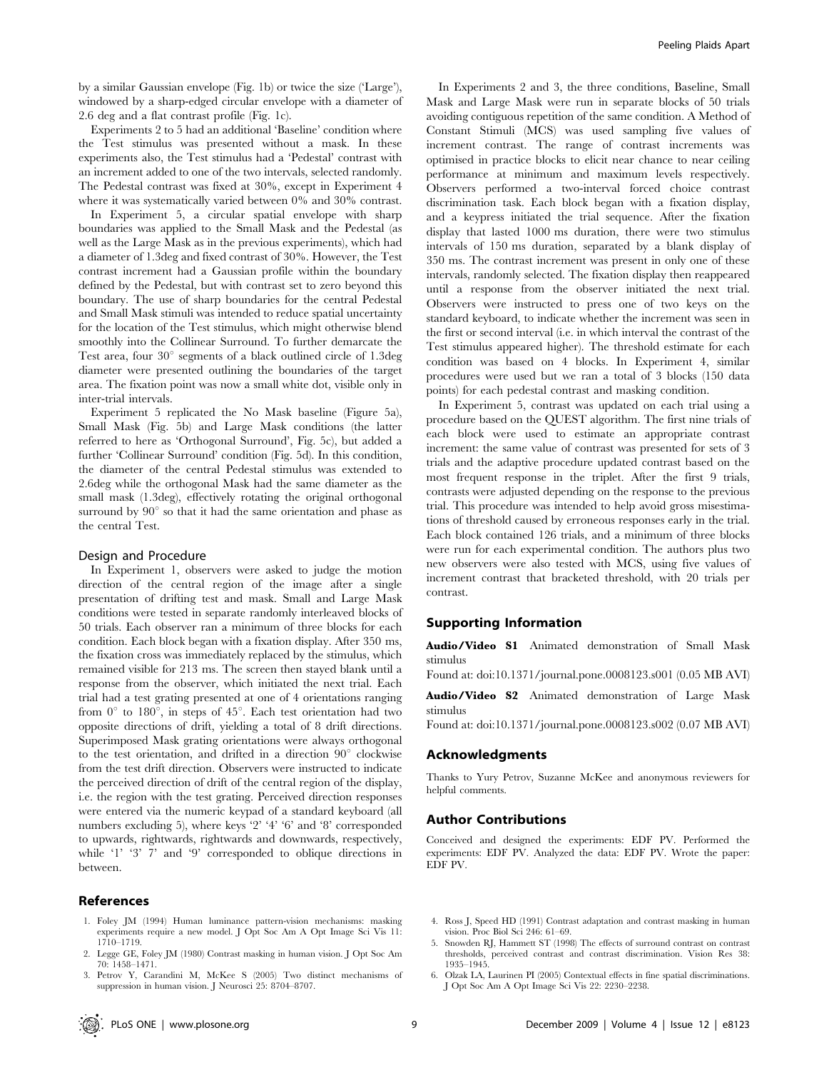by a similar Gaussian envelope (Fig. 1b) or twice the size ('Large'), windowed by a sharp-edged circular envelope with a diameter of 2.6 deg and a flat contrast profile (Fig. 1c).

Experiments 2 to 5 had an additional 'Baseline' condition where the Test stimulus was presented without a mask. In these experiments also, the Test stimulus had a 'Pedestal' contrast with an increment added to one of the two intervals, selected randomly. The Pedestal contrast was fixed at 30%, except in Experiment 4 where it was systematically varied between 0% and 30% contrast.

In Experiment 5, a circular spatial envelope with sharp boundaries was applied to the Small Mask and the Pedestal (as well as the Large Mask as in the previous experiments), which had a diameter of 1.3deg and fixed contrast of 30%. However, the Test contrast increment had a Gaussian profile within the boundary defined by the Pedestal, but with contrast set to zero beyond this boundary. The use of sharp boundaries for the central Pedestal and Small Mask stimuli was intended to reduce spatial uncertainty for the location of the Test stimulus, which might otherwise blend smoothly into the Collinear Surround. To further demarcate the Test area, four 30° segments of a black outlined circle of 1.3deg diameter were presented outlining the boundaries of the target area. The fixation point was now a small white dot, visible only in inter-trial intervals.

Experiment 5 replicated the No Mask baseline (Figure 5a), Small Mask (Fig. 5b) and Large Mask conditions (the latter referred to here as 'Orthogonal Surround', Fig. 5c), but added a further 'Collinear Surround' condition (Fig. 5d). In this condition, the diameter of the central Pedestal stimulus was extended to 2.6deg while the orthogonal Mask had the same diameter as the small mask (1.3deg), effectively rotating the original orthogonal surround by 90° so that it had the same orientation and phase as the central Test.

### Design and Procedure

In Experiment 1, observers were asked to judge the motion direction of the central region of the image after a single presentation of drifting test and mask. Small and Large Mask conditions were tested in separate randomly interleaved blocks of 50 trials. Each observer ran a minimum of three blocks for each condition. Each block began with a fixation display. After 350 ms, the fixation cross was immediately replaced by the stimulus, which remained visible for 213 ms. The screen then stayed blank until a response from the observer, which initiated the next trial. Each trial had a test grating presented at one of 4 orientations ranging from 0° to 180°, in steps of 45°. Each test orientation had two opposite directions of drift, yielding a total of 8 drift directions. Superimposed Mask grating orientations were always orthogonal to the test orientation, and drifted in a direction 90° clockwise from the test drift direction. Observers were instructed to indicate the perceived direction of drift of the central region of the display, i.e. the region with the test grating. Perceived direction responses were entered via the numeric keypad of a standard keyboard (all numbers excluding 5), where keys '2' '4' '6' and '8' corresponded to upwards, rightwards, rightwards and downwards, respectively, while '1' '3' 7' and '9' corresponded to oblique directions in between.

In Experiments 2 and 3, the three conditions, Baseline, Small Mask and Large Mask were run in separate blocks of 50 trials avoiding contiguous repetition of the same condition. A Method of Constant Stimuli (MCS) was used sampling five values of increment contrast. The range of contrast increments was optimised in practice blocks to elicit near chance to near ceiling performance at minimum and maximum levels respectively. Observers performed a two-interval forced choice contrast discrimination task. Each block began with a fixation display, and a keypress initiated the trial sequence. After the fixation display that lasted 1000 ms duration, there were two stimulus intervals of 150 ms duration, separated by a blank display of 350 ms. The contrast increment was present in only one of these intervals, randomly selected. The fixation display then reappeared until a response from the observer initiated the next trial. Observers were instructed to press one of two keys on the standard keyboard, to indicate whether the increment was seen in the first or second interval (i.e. in which interval the contrast of the Test stimulus appeared higher). The threshold estimate for each condition was based on 4 blocks. In Experiment 4, similar procedures were used but we ran a total of 3 blocks (150 data points) for each pedestal contrast and masking condition.

In Experiment 5, contrast was updated on each trial using a procedure based on the QUEST algorithm. The first nine trials of each block were used to estimate an appropriate contrast increment: the same value of contrast was presented for sets of 3 trials and the adaptive procedure updated contrast based on the most frequent response in the triplet. After the first 9 trials, contrasts were adjusted depending on the response to the previous trial. This procedure was intended to help avoid gross misestimations of threshold caused by erroneous responses early in the trial. Each block contained 126 trials, and a minimum of three blocks were run for each experimental condition. The authors plus two new observers were also tested with MCS, using five values of increment contrast that bracketed threshold, with 20 trials per contrast.

## Supporting Information

**Audio/Video S1** Animated demonstration of Small Mask stimulus

Found at: doi:10.1371/journal.pone.0008123.s001 (0.05 MB AVI)

**Audio/Video S2** Animated demonstration of Large Mask stimulus

Found at: doi:10.1371/journal.pone.0008123.s002 (0.07 MB AVI)

## Acknowledgments

Thanks to Yury Petrov, Suzanne McKee and anonymous reviewers for helpful comments.

## Author Contributions

Conceived and designed the experiments: EDF PV. Performed the experiments: EDF PV. Analyzed the data: EDF PV. Wrote the paper: EDF PV.

## References

1. Foley JM (1994) Human luminance pattern-vision mechanisms: masking experiments require a new model. J Opt Soc Am A Opt Image Sci Vis 11: 1710–1719.
2. Legge GE, Foley JM (1980) Contrast masking in human vision. J Opt Soc Am 70: 1458–1471.
3. Petrov Y, Carandini M, McKee S (2005) Two distinct mechanisms of suppression in human vision. J Neurosci 25: 8704–8707.
4. Ross J, Speed HD (1991) Contrast adaptation and contrast masking in human vision. Proc Biol Sci 246: 61–69.
5. Snowden RJ, Hammett ST (1998) The effects of surround contrast on contrast thresholds, perceived contrast and contrast discrimination. Vision Res 38: 1935–1945.
6. Olzak LA, Laurinen PI (2005) Contextual effects in fine spatial discriminations. J Opt Soc Am A Opt Image Sci Vis 22: 2230–2238.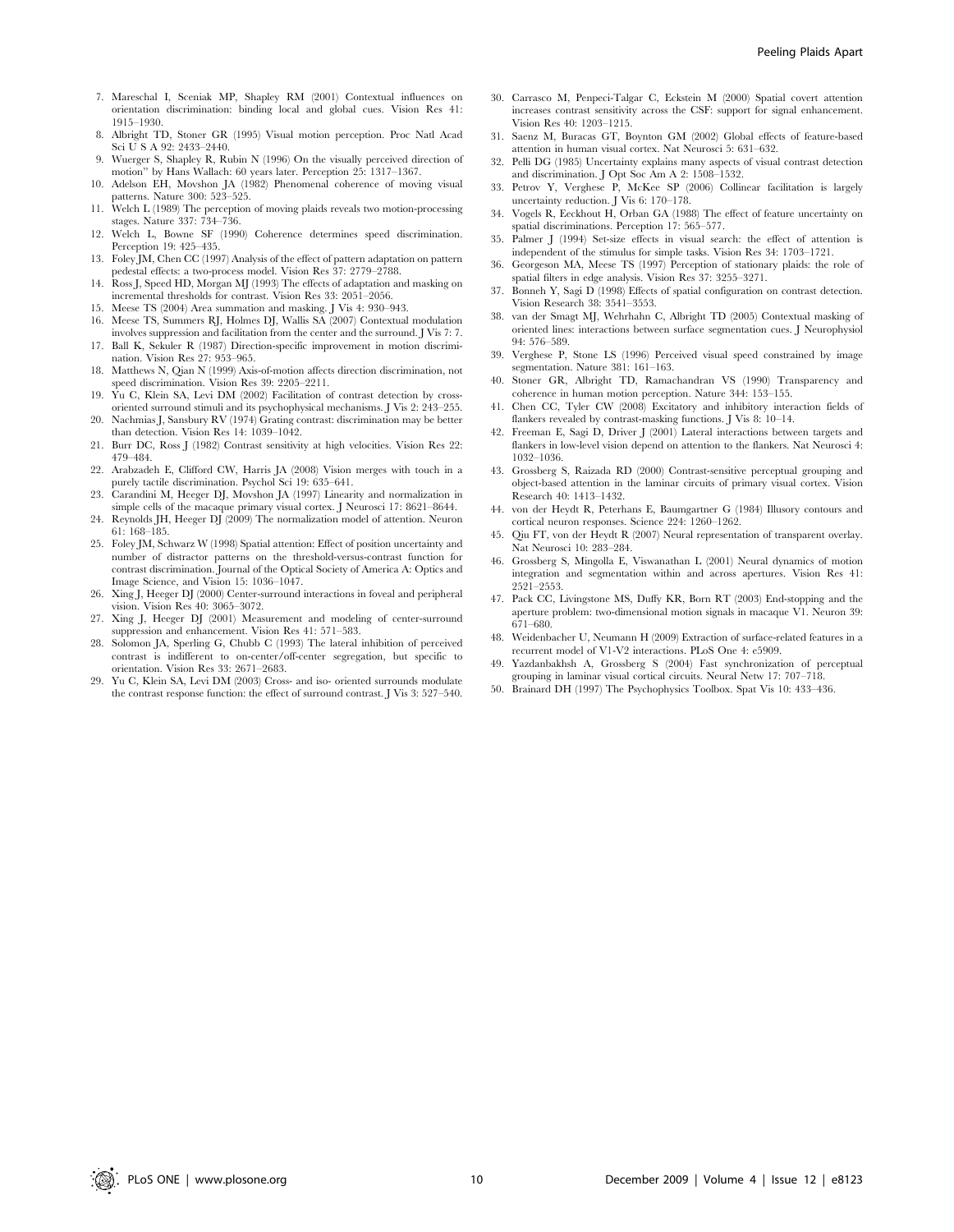7. Mareschal I, Sceniak MP, Shapley RM (2001) Contextual influences on orientation discrimination: binding local and global cues. Vision Res 41: 1915–1930.
8. Albright TD, Stoner GR (1995) Visual motion perception. Proc Natl Acad Sci U S A 92: 2433–2440.
9. Wuerger S, Shapley R, Rubin N (1996) On the visually perceived direction of motion'' by Hans Wallach: 60 years later. Perception 25: 1317–1367.
10. Adelson EH, Movshon JA (1982) Phenomenal coherence of moving visual patterns. Nature 300: 523–525.
11. Welch L (1989) The perception of moving plaids reveals two motion-processing stages. Nature 337: 734–736.
12. Welch L, Bowne SF (1990) Coherence determines speed discrimination. Perception 19: 425–435.
13. Foley JM, Chen CC (1997) Analysis of the effect of pattern adaptation on pattern pedestal effects: a two-process model. Vision Res 37: 2779–2788.
14. Ross J, Speed HD, Morgan MJ (1993) The effects of adaptation and masking on incremental thresholds for contrast. Vision Res 33: 2051–2056.
15. Meese TS (2004) Area summation and masking. J Vis 4: 930–943.
16. Meese TS, Summers RJ, Holmes DJ, Wallis SA (2007) Contextual modulation involves suppression and facilitation from the center and the surround. J Vis 7: 7.
17. Ball K, Sekuler R (1987) Direction-specific improvement in motion discrimination. Vision Res 27: 953–965.
18. Matthews N, Qian N (1999) Axis-of-motion affects direction discrimination, not speed discrimination. Vision Res 39: 2205–2211.
19. Yu C, Klein SA, Levi DM (2002) Facilitation of contrast detection by cross-oriented surround stimuli and its psychophysical mechanisms. J Vis 2: 243–255.
20. Nachmias J, Sansbury RV (1974) Grating contrast: discrimination may be better than detection. Vision Res 14: 1039–1042.
21. Burr DC, Ross J (1982) Contrast sensitivity at high velocities. Vision Res 22: 479–484.
22. Arabzadeh E, Clifford CW, Harris JA (2008) Vision merges with touch in a purely tactile discrimination. Psychol Sci 19: 635–641.
23. Carandini M, Heeger DJ, Movshon JA (1997) Linearity and normalization in simple cells of the macaque primary visual cortex. J Neurosci 17: 8621–8644.
24. Reynolds JH, Heeger DJ (2009) The normalization model of attention. Neuron 61: 168–185.
25. Foley JM, Schwarz W (1998) Spatial attention: Effect of position uncertainty and number of distractor patterns on the threshold-versus-contrast function for contrast discrimination. Journal of the Optical Society of America A: Optics and Image Science, and Vision 15: 1036–1047.
26. Xing J, Heeger DJ (2000) Center-surround interactions in foveal and peripheral vision. Vision Res 40: 3065–3072.
27. Xing J, Heeger DJ (2001) Measurement and modeling of center-surround suppression and enhancement. Vision Res 41: 571–583.
28. Solomon JA, Sperling G, Chubb C (1993) The lateral inhibition of perceived contrast is indifferent to on-center/off-center segregation, but specific to orientation. Vision Res 33: 2671–2683.
29. Yu C, Klein SA, Levi DM (2003) Cross- and iso- oriented surrounds modulate the contrast response function: the effect of surround contrast. J Vis 3: 527–540.
30. Carrasco M, Penpeci-Talgar C, Eckstein M (2000) Spatial covert attention increases contrast sensitivity across the CSF: support for signal enhancement. Vision Res 40: 1203–1215.
31. Saenz M, Buracas GT, Boynton GM (2002) Global effects of feature-based attention in human visual cortex. Nat Neurosci 5: 631–632.
32. Pelli DG (1985) Uncertainty explains many aspects of visual contrast detection and discrimination. J Opt Soc Am A 2: 1508–1532.
33. Petrov Y, Verghese P, McKee SP (2006) Collinear facilitation is largely uncertainty reduction. J Vis 6: 170–178.
34. Vogels R, Eeckhout H, Orban GA (1988) The effect of feature uncertainty on spatial discriminations. Perception 17: 565–577.
35. Palmer J (1994) Set-size effects in visual search: the effect of attention is independent of the stimulus for simple tasks. Vision Res 34: 1703–1721.
36. Georgeson MA, Meese TS (1997) Perception of stationary plaids: the role of spatial filters in edge analysis. Vision Res 37: 3255–3271.
37. Bonneh Y, Sagi D (1998) Effects of spatial configuration on contrast detection. Vision Research 38: 3541–3553.
38. van der Smagt MJ, Wehrhahn C, Albright TD (2005) Contextual masking of oriented lines: interactions between surface segmentation cues. J Neurophysiol 94: 576–589.
39. Verghese P, Stone LS (1996) Perceived visual speed constrained by image segmentation. Nature 381: 161–163.
40. Stoner GR, Albright TD, Ramachandran VS (1990) Transparency and coherence in human motion perception. Nature 344: 153–155.
41. Chen CC, Tyler CW (2008) Excitatory and inhibitory interaction fields of flankers revealed by contrast-masking functions. J Vis 8: 10–14.
42. Freeman E, Sagi D, Driver J (2001) Lateral interactions between targets and flankers in low-level vision depend on attention to the flankers. Nat Neurosci 4: 1032–1036.
43. Grossberg S, Raizada RD (2000) Contrast-sensitive perceptual grouping and object-based attention in the laminar circuits of primary visual cortex. Vision Research 40: 1413–1432.
44. von der Heydt R, Peterhans E, Baumgartner G (1984) Illusory contours and cortical neuron responses. Science 224: 1260–1262.
45. Qiu FT, von der Heydt R (2007) Neural representation of transparent overlay. Nat Neurosci 10: 283–284.
46. Grossberg S, Mingolla E, Viswanathan L (2001) Neural dynamics of motion integration and segmentation within and across apertures. Vision Res 41: 2521–2553.
47. Pack CC, Livingstone MS, Duffy KR, Born RT (2003) End-stopping and the aperture problem: two-dimensional motion signals in macaque V1. Neuron 39: 671–680.
48. Weidenbacher U, Neumann H (2009) Extraction of surface-related features in a recurrent model of V1-V2 interactions. PLoS One 4: e5909.
49. Yazdanbakhsh A, Grossberg S (2004) Fast synchronization of perceptual grouping in laminar visual cortical circuits. Neural Netw 17: 707–718.
50. Brainard DH (1997) The Psychophysics Toolbox. Spat Vis 10: 433–436.